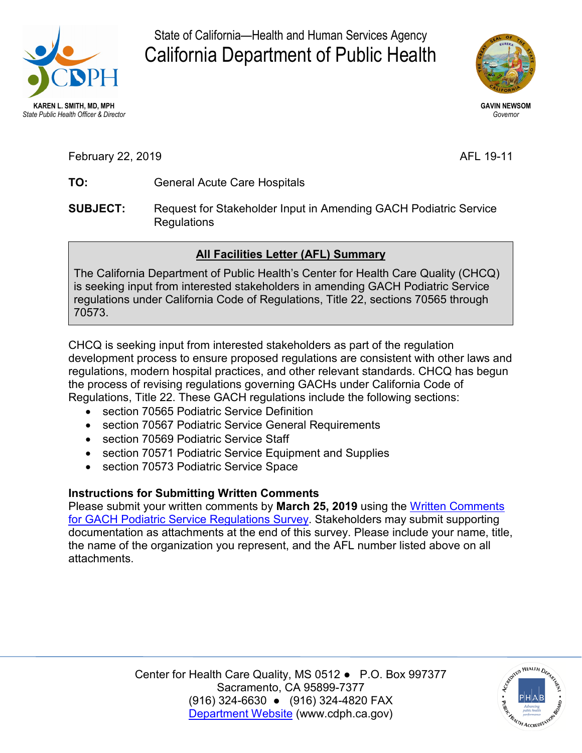**KAREN L. SMITH, MD, MPH**
*State Public Health Officer & Director*

State of California—Health and Human Services Agency

# California Department of Public Health

**GAVIN NEWSOM**
*Governor*

February 22, 2019 AFL 19-11

**TO:** General Acute Care Hospitals

**SUBJECT:** Request for Stakeholder Input in Amending GACH Podiatric Service Regulations

## All Facilities Letter (AFL) Summary

The California Department of Public Health's Center for Health Care Quality (CHCQ) is seeking input from interested stakeholders in amending GACH Podiatric Service regulations under California Code of Regulations, Title 22, sections 70565 through 70573.

CHCQ is seeking input from interested stakeholders as part of the regulation development process to ensure proposed regulations are consistent with other laws and regulations, modern hospital practices, and other relevant standards. CHCQ has begun the process of revising regulations governing GACHs under California Code of Regulations, Title 22. These GACH regulations include the following sections:

- section 70565 Podiatric Service Definition
- section 70567 Podiatric Service General Requirements
- section 70569 Podiatric Service Staff
- section 70571 Podiatric Service Equipment and Supplies
- section 70573 Podiatric Service Space

**Instructions for Submitting Written Comments**

Please submit your written comments by **March 25, 2019** using the Written Comments for GACH Podiatric Service Regulations Survey. Stakeholders may submit supporting documentation as attachments at the end of this survey. Please include your name, title, the name of the organization you represent, and the AFL number listed above on all attachments.

Center for Health Care Quality, MS 0512 ● P.O. Box 997377
Sacramento, CA 95899-7377
(916) 324-6630 ● (916) 324-4820 FAX
Department Website (www.cdph.ca.gov)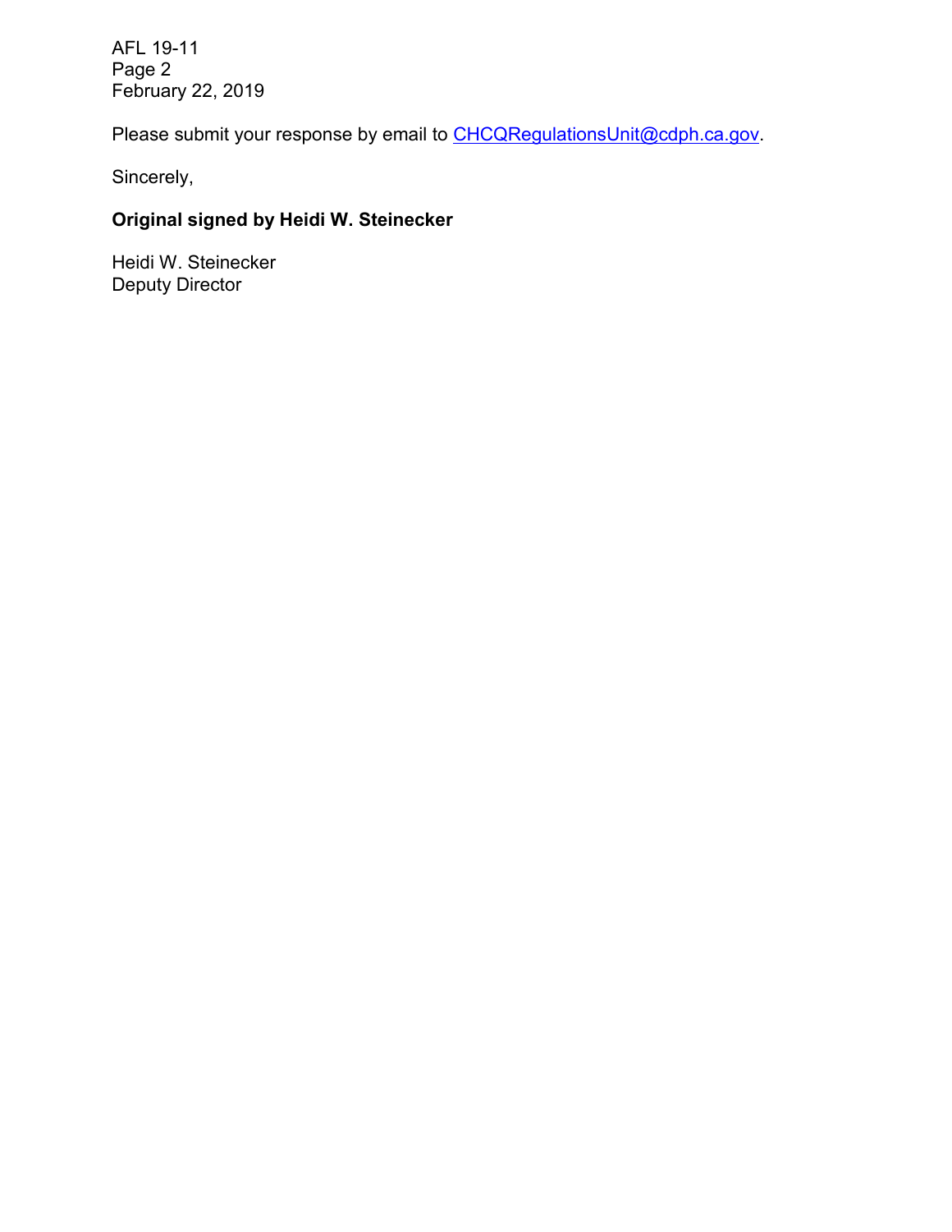Please submit your response by email to CHCQRegulationsUnit@cdph.ca.gov.

Sincerely,

**Original signed by Heidi W. Steinecker**

Heidi W. Steinecker
Deputy Director